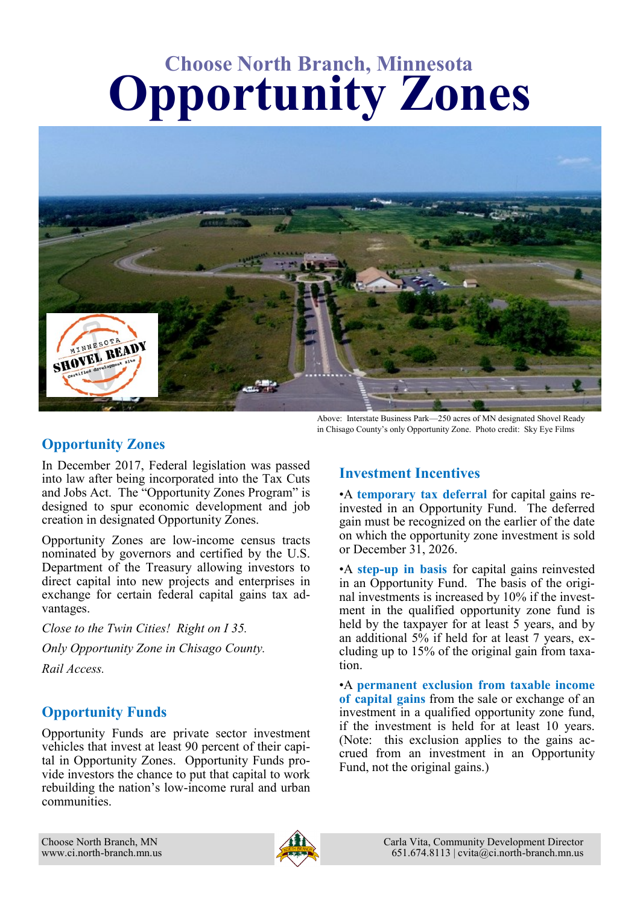## Choose North Branch, Minnesota

# Opportunity Zones

Above: Interstate Business Park—250 acres of MN designated Shovel Ready in Chisago County's only Opportunity Zone. Photo credit: Sky Eye Films

## Opportunity Zones

In December 2017, Federal legislation was passed into law after being incorporated into the Tax Cuts and Jobs Act. The "Opportunity Zones Program" is designed to spur economic development and job creation in designated Opportunity Zones.

Opportunity Zones are low-income census tracts nominated by governors and certified by the U.S. Department of the Treasury allowing investors to direct capital into new projects and enterprises in exchange for certain federal capital gains tax advantages.

*Close to the Twin Cities! Right on I 35.*

*Only Opportunity Zone in Chisago County.*

*Rail Access.*

## Opportunity Funds

Opportunity Funds are private sector investment vehicles that invest at least 90 percent of their capital in Opportunity Zones. Opportunity Funds provide investors the chance to put that capital to work rebuilding the nation's low-income rural and urban communities.

## Investment Incentives

•A **temporary tax deferral** for capital gains reinvested in an Opportunity Fund. The deferred gain must be recognized on the earlier of the date on which the opportunity zone investment is sold or December 31, 2026.

•A **step-up in basis** for capital gains reinvested in an Opportunity Fund. The basis of the original investments is increased by 10% if the investment in the qualified opportunity zone fund is held by the taxpayer for at least 5 years, and by an additional 5% if held for at least 7 years, excluding up to 15% of the original gain from taxation.

•A **permanent exclusion from taxable income of capital gains** from the sale or exchange of an investment in a qualified opportunity zone fund, if the investment is held for at least 10 years. (Note: this exclusion applies to the gains accrued from an investment in an Opportunity Fund, not the original gains.)

Choose North Branch, MN
www.ci.north-branch.mn.us

Carla Vita, Community Development Director
651.674.8113 | cvita@ci.north-branch.mn.us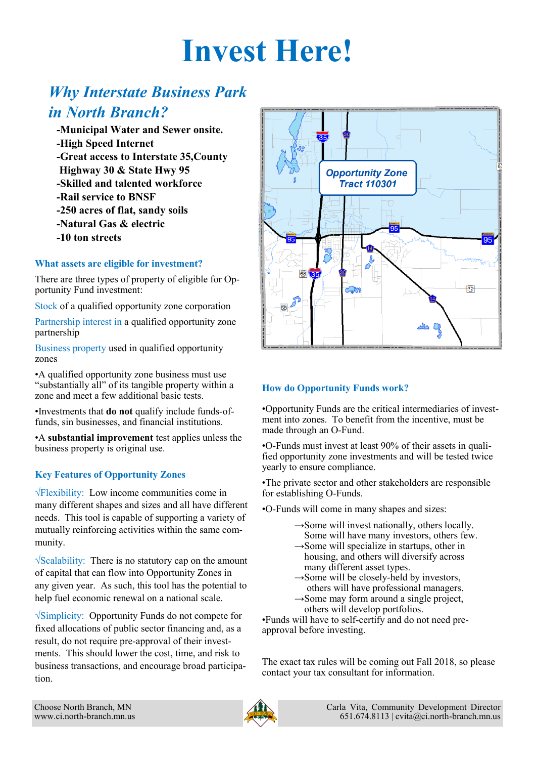# Invest Here!

## *Why Interstate Business Park in North Branch?*

**-Municipal Water and Sewer onsite.**
**-High Speed Internet**
**-Great access to Interstate 35,County Highway 30 & State Hwy 95**
**-Skilled and talented workforce**
**-Rail service to BNSF**
**-250 acres of flat, sandy soils**
**-Natural Gas & electric**
**-10 ton streets**

Opportunity Zone
Tract 110301

### What assets are eligible for investment?

There are three types of property of eligible for Opportunity Fund investment:

Stock of a qualified opportunity zone corporation

Partnership interest in a qualified opportunity zone partnership

Business property used in qualified opportunity zones

•A qualified opportunity zone business must use "substantially all" of its tangible property within a zone and meet a few additional basic tests.

•Investments that **do not** qualify include funds-of-funds, sin businesses, and financial institutions.

•A **substantial improvement** test applies unless the business property is original use.

### Key Features of Opportunity Zones

√Flexibility: Low income communities come in many different shapes and sizes and all have different needs. This tool is capable of supporting a variety of mutually reinforcing activities within the same community.

√Scalability: There is no statutory cap on the amount of capital that can flow into Opportunity Zones in any given year. As such, this tool has the potential to help fuel economic renewal on a national scale.

√Simplicity: Opportunity Funds do not compete for fixed allocations of public sector financing and, as a result, do not require pre-approval of their investments. This should lower the cost, time, and risk to business transactions, and encourage broad participation.

### How do Opportunity Funds work?

•Opportunity Funds are the critical intermediaries of investment into zones. To benefit from the incentive, must be made through an O-Fund.

•O-Funds must invest at least 90% of their assets in qualified opportunity zone investments and will be tested twice yearly to ensure compliance.

•The private sector and other stakeholders are responsible for establishing O-Funds.

•O-Funds will come in many shapes and sizes:

→Some will invest nationally, others locally. Some will have many investors, others few.
→Some will specialize in startups, other in housing, and others will diversify across many different asset types.
→Some will be closely-held by investors, others will have professional managers.
→Some may form around a single project, others will develop portfolios.

•Funds will have to self-certify and do not need pre-approval before investing.

The exact tax rules will be coming out Fall 2018, so please contact your tax consultant for information.

Choose North Branch, MN
www.ci.north-branch.mn.us

Carla Vita, Community Development Director
651.674.8113 | cvita@ci.north-branch.mn.us